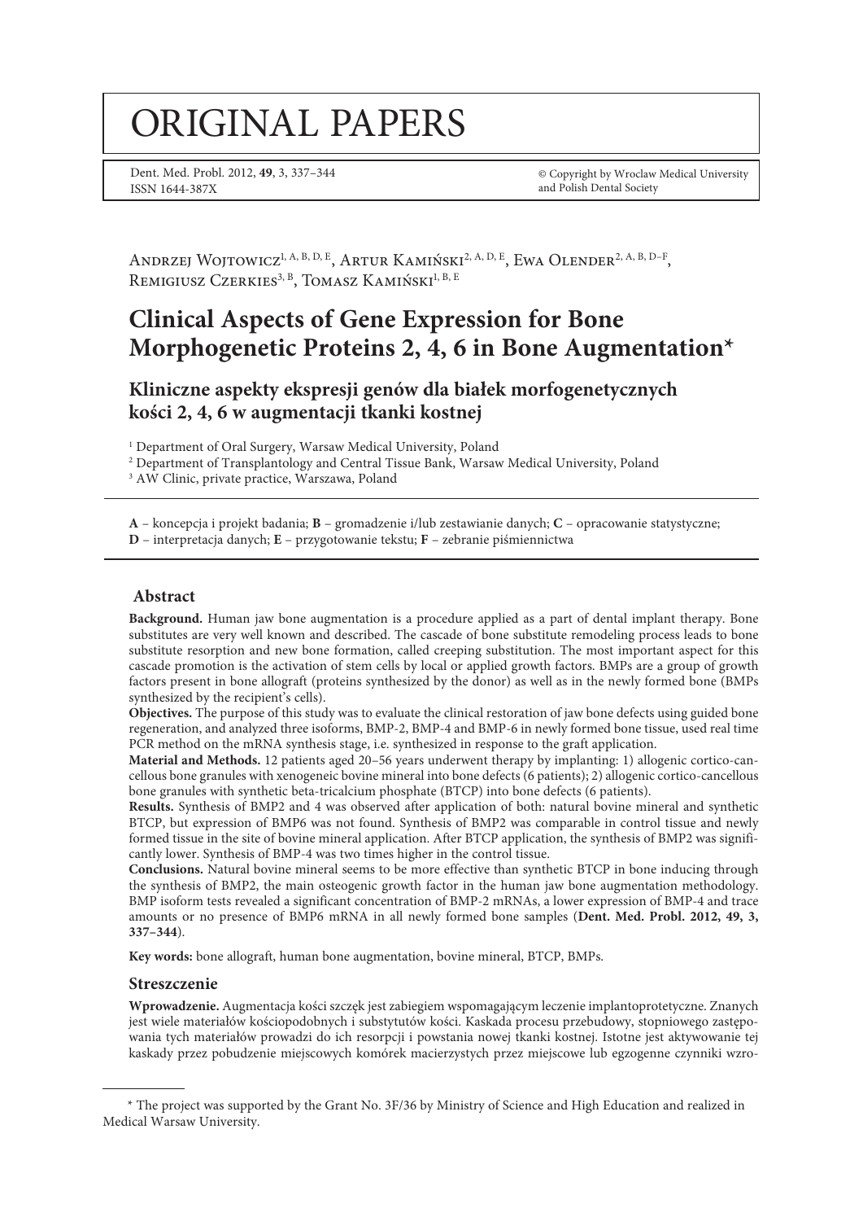# ORIGINAL PAPERS

Dent. Med. Probl. 2012, **49**, 3, 337–344
ISSN 1644-387X

© Copyright by Wroclaw Medical University and Polish Dental Society

Andrzej Wojtowicz[1, A, B, D, E], Artur Kamiński[2, A, D, E], Ewa Olender[2, A, B, D–F], Remigiusz Czerkies[3, B], Tomasz Kamiński[1, B, E]

# Clinical Aspects of Gene Expression for Bone Morphogenetic Proteins 2, 4, 6 in Bone Augmentation*

## Kliniczne aspekty ekspresji genów dla białek morfogenetycznych kości 2, 4, 6 w augmentacji tkanki kostnej

[1] Department of Oral Surgery, Warsaw Medical University, Poland
[2] Department of Transplantology and Central Tissue Bank, Warsaw Medical University, Poland
[3] AW Clinic, private practice, Warszawa, Poland

**A** – koncepcja i projekt badania; **B** – gromadzenie i/lub zestawianie danych; **C** – opracowanie statystyczne; **D** – interpretacja danych; **E** – przygotowanie tekstu; **F** – zebranie piśmiennictwa

### Abstract

**Background.** Human jaw bone augmentation is a procedure applied as a part of dental implant therapy. Bone substitutes are very well known and described. The cascade of bone substitute remodeling process leads to bone substitute resorption and new bone formation, called creeping substitution. The most important aspect for this cascade promotion is the activation of stem cells by local or applied growth factors. BMPs are a group of growth factors present in bone allograft (proteins synthesized by the donor) as well as in the newly formed bone (BMPs synthesized by the recipient's cells).

**Objectives.** The purpose of this study was to evaluate the clinical restoration of jaw bone defects using guided bone regeneration, and analyzed three isoforms, BMP-2, BMP-4 and BMP-6 in newly formed bone tissue, used real time PCR method on the mRNA synthesis stage, i.e. synthesized in response to the graft application.

**Material and Methods.** 12 patients aged 20–56 years underwent therapy by implanting: 1) allogenic cortico-cancellous bone granules with xenogeneic bone mineral into bone defects (6 patients); 2) allogenic cortico-cancellous bone granules with synthetic beta-tricalcium phosphate (BTCP) into bone defects (6 patients).

**Results.** Synthesis of BMP2 and 4 was observed after application of both: natural bovine mineral and synthetic BTCP, but expression of BMP6 was not found. Synthesis of BMP2 was comparable in control tissue and newly formed tissue in the site of bovine mineral application. After BTCP application, the synthesis of BMP2 was significantly lower. Synthesis of BMP-4 was two times higher in the control tissue.

**Conclusions.** Natural bovine mineral seems to be more effective than synthetic BTCP in bone inducing through the synthesis of BMP2, the main osteogenic growth factor in the human jaw bone augmentation methodology. BMP isoform tests revealed a significant concentration of BMP-2 mRNAs, a lower expression of BMP-4 and trace amounts or no presence of BMP6 mRNA in all newly formed bone samples (**Dent. Med. Probl. 2012, 49, 3, 337–344**).

**Key words:** bone allograft, human bone augmentation, bovine mineral, BTCP, BMPs.

### Streszczenie

**Wprowadzenie.** Augmentacja kości szczęk jest zabiegiem wspomagającym leczenie implantoprotetyczne. Znanych jest wiele materiałów kościopodobnych i substytutów kości. Kaskada procesu przebudowy, stopniowego zastępowania tych materiałów prowadzi do ich resorpcji i powstania nowej tkanki kostnej. Istotne jest aktywowanie tej kaskady przez pobudzenie miejscowych komórek macierzystych przez miejscowe lub egzogenne czynniki wzro-

---

* The project was supported by the Grant No. 3F/36 by Ministry of Science and High Education and realized in Medical Warsaw University.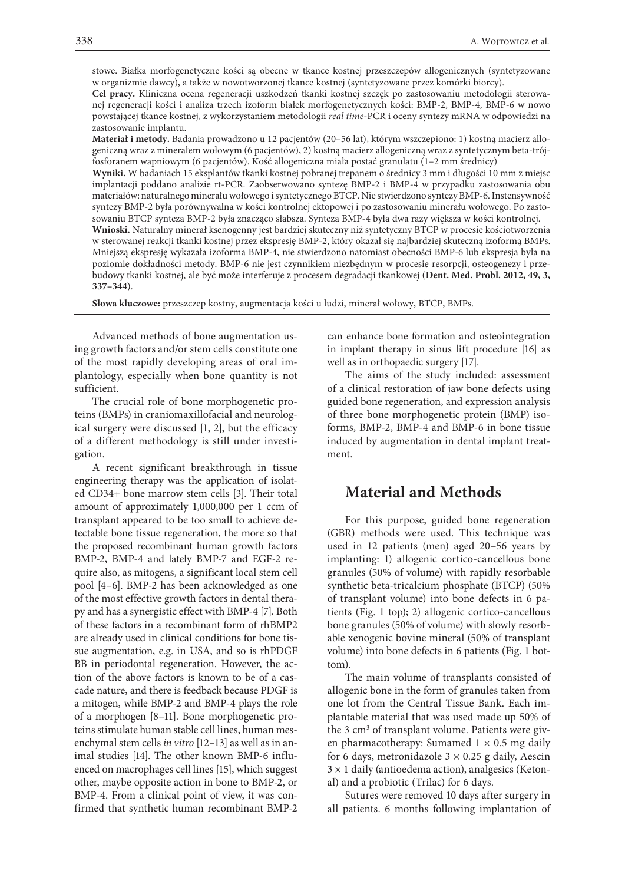stowe. Białka morfogenetyczne kości są obecne w tkance kostnej przeszczepów allogenicznych (syntetyzowane w organizmie dawcy), a także w nowotworzonej tkance kostnej (syntetyzowane przez komórki biorcy).

**Cel pracy.** Kliniczna ocena regeneracji uszkodzeń tkanki kostnej szczęk po zastosowaniu metodologii sterowanej regeneracji kości i analiza trzech izoform białek morfogenetycznych kości: BMP-2, BMP-4, BMP-6 w nowo powstającej tkance kostnej, z wykorzystaniem metodologii *real time*-PCR i oceny syntezy mRNA w odpowiedzi na zastosowanie implantu.

**Materiał i metody.** Badania prowadzono u 12 pacjentów (20–56 lat), którym wszczepiono: 1) kostną macierz allogeniczną wraz z minerałem wołowym (6 pacjentów), 2) kostną macierz allogeniczną wraz z syntetycznym beta-trójfosforanem wapniowym (6 pacjentów). Kość allogeniczna miała postać granulatu (1–2 mm średnicy)

**Wyniki.** W badaniach 15 eksplantów tkanki kostnej pobranej trepanem o średnicy 3 mm i długości 10 mm z miejsc implantacji poddano analizie rt-PCR. Zaobserwowano syntezę BMP-2 i BMP-4 w przypadku zastosowania obu materiałów: naturalnego minerału wołowego i syntetycznego BTCP. Nie stwierdzono syntezy BMP-6. Instensywność syntezy BMP-2 była porównywalna w kości kontrolnej ektopowej i po zastosowaniu minerału wołowego. Po zastosowaniu BTCP synteza BMP-2 była znacząco słabsza. Synteza BMP-4 była dwa razy większa w kości kontrolnej.

**Wnioski.** Naturalny minerał ksenogenny jest bardziej skuteczny niż syntetyczny BTCP w procesie kościotworzenia w sterowanej reakcji tkanki kostnej przez ekspresję BMP-2, który okazał się najbardziej skuteczną izoformą BMPs. Mniejszą ekspresję wykazała izoforma BMP-4, nie stwierdzono natomiast obecności BMP-6 lub ekspresja była na poziomie dokładności metody. BMP-6 nie jest czynnikiem niezbędnym w procesie resorpcji, osteogenezy i przebudowy tkanki kostnej, ale być może interferuje z procesem degradacji tkankowej (**Dent. Med. Probl. 2012, 49, 3, 337–344**).

**Słowa kluczowe:** przeszczep kostny, augmentacja kości u ludzi, minerał wołowy, BTCP, BMPs.

---

Advanced methods of bone augmentation using growth factors and/or stem cells constitute one of the most rapidly developing areas of oral implantology, especially when bone quantity is not sufficient.

The crucial role of bone morphogenetic proteins (BMPs) in craniomaxillofacial and neurological surgery were discussed [1, 2], but the efficacy of a different methodology is still under investigation.

A recent significant breakthrough in tissue engineering therapy was the application of isolated CD34+ bone marrow stem cells [3]. Their total amount of approximately 1,000,000 per 1 ccm of transplant appeared to be too small to achieve detectable bone tissue regeneration, the more so that the proposed recombinant human growth factors BMP-2, BMP-4 and lately BMP-7 and EGF-2 require also, as mitogens, a significant local stem cell pool [4–6]. BMP-2 has been acknowledged as one of the most effective growth factors in dental therapy and has a synergistic effect with BMP-4 [7]. Both of these factors in a recombinant form of rhBMP2 are already used in clinical conditions for bone tissue augmentation, e.g. in USA, and so is rhPDGF BB in periodontal regeneration. However, the action of the above factors is known to be of a cascade nature, and there is feedback because PDGF is a mitogen, while BMP-2 and BMP-4 plays the role of a morphogen [8–11]. Bone morphogenetic proteins stimulate human stable cell lines, human mesenchymal stem cells *in vitro* [12–13] as well as in animal studies [14]. The other known BMP-6 influenced on macrophages cell lines [15], which suggest other, maybe opposite action in bone to BMP-2, or BMP-4. From a clinical point of view, it was confirmed that synthetic human recombinant BMP-2 can enhance bone formation and osteointegration in implant therapy in sinus lift procedure [16] as well as in orthopaedic surgery [17].

The aims of the study included: assessment of a clinical restoration of jaw bone defects using guided bone regeneration, and expression analysis of three bone morphogenetic protein (BMP) isoforms, BMP-2, BMP-4 and BMP-6 in bone tissue induced by augmentation in dental implant treatment.

## Material and Methods

For this purpose, guided bone regeneration (GBR) methods were used. This technique was used in 12 patients (men) aged 20–56 years by implanting: 1) allogenic cortico-cancellous bone granules (50% of volume) with rapidly resorbable synthetic beta-tricalcium phosphate (BTCP) (50% of transplant volume) into bone defects in 6 patients (Fig. 1 top); 2) allogenic cortico-cancellous bone granules (50% of volume) with slowly resorbable xenogenic bovine mineral (50% of transplant volume) into bone defects in 6 patients (Fig. 1 bottom).

The main volume of transplants consisted of allogenic bone in the form of granules taken from one lot from the Central Tissue Bank. Each implantable material that was used made up 50% of the 3 $cm^3$ of transplant volume. Patients were given pharmacotherapy: Sumamed $1 \times 0.5$ mg daily for 6 days, metronidazole $3 \times 0.25$ g daily, Aescin $3 \times 1$ daily (antioedema action), analgesics (Ketonal) and a probiotic (Trilac) for 6 days.

Sutures were removed 10 days after surgery in all patients. 6 months following implantation of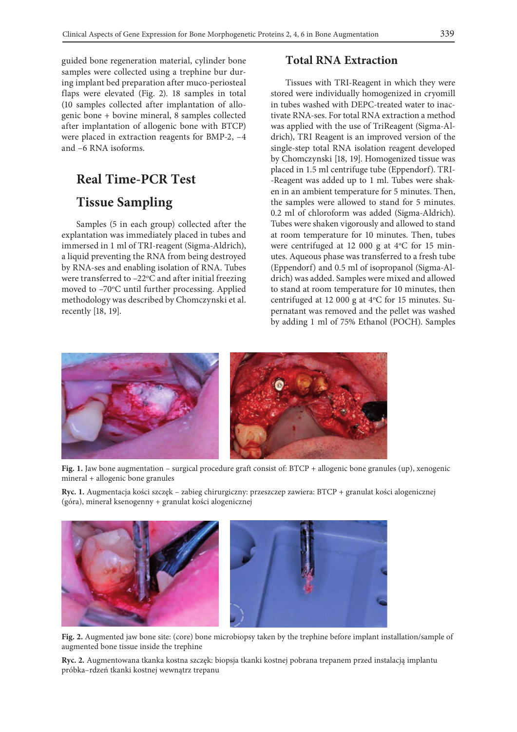guided bone regeneration material, cylinder bone samples were collected using a trephine bur during implant bed preparation after muco-periosteal flaps were elevated (Fig. 2). 18 samples in total (10 samples collected after implantation of allogenic bone + bovine mineral, 8 samples collected after implantation of allogenic bone with BTCP) were placed in extraction reagents for BMP-2, –4 and –6 RNA isoforms.

## Real Time-PCR Test

## Tissue Sampling

Samples (5 in each group) collected after the explantation was immediately placed in tubes and immersed in 1 ml of TRI-reagent (Sigma-Aldrich), a liquid preventing the RNA from being destroyed by RNA-ses and enabling isolation of RNA. Tubes were transferred to –22°C and after initial freezing moved to –70°C until further processing. Applied methodology was described by Chomczynski et al. recently [18, 19].

## Total RNA Extraction

Tissues with TRI-Reagent in which they were stored were individually homogenized in cryomill in tubes washed with DEPC-treated water to inactivate RNA-ses. For total RNA extraction a method was applied with the use of TriReagent (Sigma-Aldrich), TRI Reagent is an improved version of the single-step total RNA isolation reagent developed by Chomczynski [18, 19]. Homogenized tissue was placed in 1.5 ml centrifuge tube (Eppendorf). TRI-Reagent was added up to 1 ml. Tubes were shaken in an ambient temperature for 5 minutes. Then, the samples were allowed to stand for 5 minutes. 0.2 ml of chloroform was added (Sigma-Aldrich). Tubes were shaken vigorously and allowed to stand at room temperature for 10 minutes. Then, tubes were centrifuged at 12 000 g at 4°C for 15 minutes. Aqueous phase was transferred to a fresh tube (Eppendorf) and 0.5 ml of isopropanol (Sigma-Aldrich) was added. Samples were mixed and allowed to stand at room temperature for 10 minutes, then centrifuged at 12 000 g at 4°C for 15 minutes. Supernatant was removed and the pellet was washed by adding 1 ml of 75% Ethanol (POCH). Samples

**Fig. 1.** Jaw bone augmentation – surgical procedure graft consist of: BTCP + allogenic bone granules (up), xenogenic mineral + allogenic bone granules

**Ryc. 1.** Augmentacja kości szczęk – zabieg chirurgiczny: przeszczep zawiera: BTCP + granulat kości alogenicznej (góra), minerał ksenogenny + granulat kości alogenicznej

**Fig. 2.** Augmented jaw bone site: (core) bone microbiopsy taken by the trephine before implant installation/sample of augmented bone tissue inside the trephine

**Ryc. 2.** Augmentowana tkanka kostna szczęk: biopsja tkanki kostnej pobrana trepanem przed instalacją implantu próbka–rdzeń tkanki kostnej wewnątrz trepanu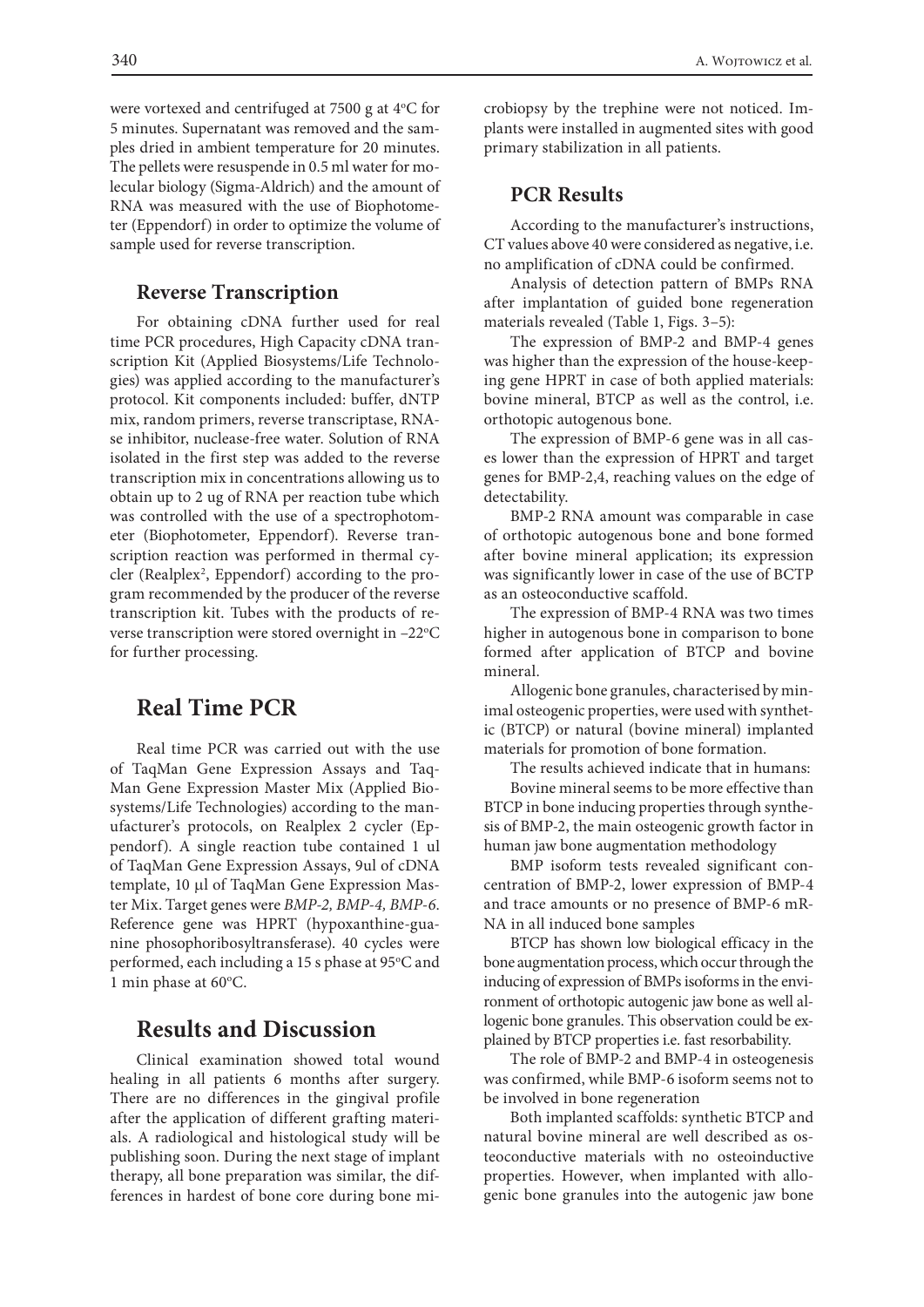were vortexed and centrifuged at 7500 g at 4°C for 5 minutes. Supernatant was removed and the samples dried in ambient temperature for 20 minutes. The pellets were resuspende in 0.5 ml water for molecular biology (Sigma-Aldrich) and the amount of RNA was measured with the use of Biophotometer (Eppendorf) in order to optimize the volume of sample used for reverse transcription.

### Reverse Transcription

For obtaining cDNA further used for real time PCR procedures, High Capacity cDNA transcription Kit (Applied Biosystems/Life Technologies) was applied according to the manufacturer's protocol. Kit components included: buffer, dNTP mix, random primers, reverse transcriptase, RNAse inhibitor, nuclease-free water. Solution of RNA isolated in the first step was added to the reverse transcription mix in concentrations allowing us to obtain up to 2 ug of RNA per reaction tube which was controlled with the use of a spectrophotometer (Biophotometer, Eppendorf). Reverse transcription reaction was performed in thermal cycler (Realplex$^2$, Eppendorf) according to the program recommended by the producer of the reverse transcription kit. Tubes with the products of reverse transcription were stored overnight in –22°C for further processing.

## Real Time PCR

Real time PCR was carried out with the use of TaqMan Gene Expression Assays and TaqMan Gene Expression Master Mix (Applied Biosystems/Life Technologies) according to the manufacturer's protocols, on Realplex 2 cycler (Eppendorf). A single reaction tube contained 1 ul of TaqMan Gene Expression Assays, 9ul of cDNA template, 10 µl of TaqMan Gene Expression Master Mix. Target genes were *BMP-2, BMP-4, BMP-6*. Reference gene was HPRT (hypoxanthine-guanine phosophoribosyltransferase). 40 cycles were performed, each including a 15 s phase at 95°C and 1 min phase at 60°C.

## Results and Discussion

Clinical examination showed total wound healing in all patients 6 months after surgery. There are no differences in the gingival profile after the application of different grafting materials. A radiological and histological study will be publishing soon. During the next stage of implant therapy, all bone preparation was similar, the differences in hardest of bone core during bone microbiopsy by the trephine were not noticed. Implants were installed in augmented sites with good primary stabilization in all patients.

### PCR Results

According to the manufacturer's instructions, CT values above 40 were considered as negative, i.e. no amplification of cDNA could be confirmed.

Analysis of detection pattern of BMPs RNA after implantation of guided bone regeneration materials revealed (Table 1, Figs. 3–5):

The expression of BMP-2 and BMP-4 genes was higher than the expression of the house-keeping gene HPRT in case of both applied materials: bovine mineral, BTCP as well as the control, i.e. orthotopic autogenous bone.

The expression of BMP-6 gene was in all cases lower than the expression of HPRT and target genes for BMP-2,4, reaching values on the edge of detectability.

BMP-2 RNA amount was comparable in case of orthotopic autogenous bone and bone formed after bovine mineral application; its expression was significantly lower in case of the use of BCTP as an osteoconductive scaffold.

The expression of BMP-4 RNA was two times higher in autogenous bone in comparison to bone formed after application of BTCP and bovine mineral.

Allogenic bone granules, characterised by minimal osteogenic properties, were used with synthetic (BTCP) or natural (bovine mineral) implanted materials for promotion of bone formation.

The results achieved indicate that in humans:

Bovine mineral seems to be more effective than BTCP in bone inducing properties through synthesis of BMP-2, the main osteogenic growth factor in human jaw bone augmentation methodology

BMP isoform tests revealed significant concentration of BMP-2, lower expression of BMP-4 and trace amounts or no presence of BMP-6 mRNA in all induced bone samples

BTCP has shown low biological efficacy in the bone augmentation process, which occur through the inducing of expression of BMPs isoforms in the environment of orthotopic autogenic jaw bone as well allogenic bone granules. This observation could be explained by BTCP properties i.e. fast resorbability.

The role of BMP-2 and BMP-4 in osteogenesis was confirmed, while BMP-6 isoform seems not to be involved in bone regeneration

Both implanted scaffolds: synthetic BTCP and natural bovine mineral are well described as osteoconductive materials with no osteoinductive properties. However, when implanted with allogenic bone granules into the autogenic jaw bone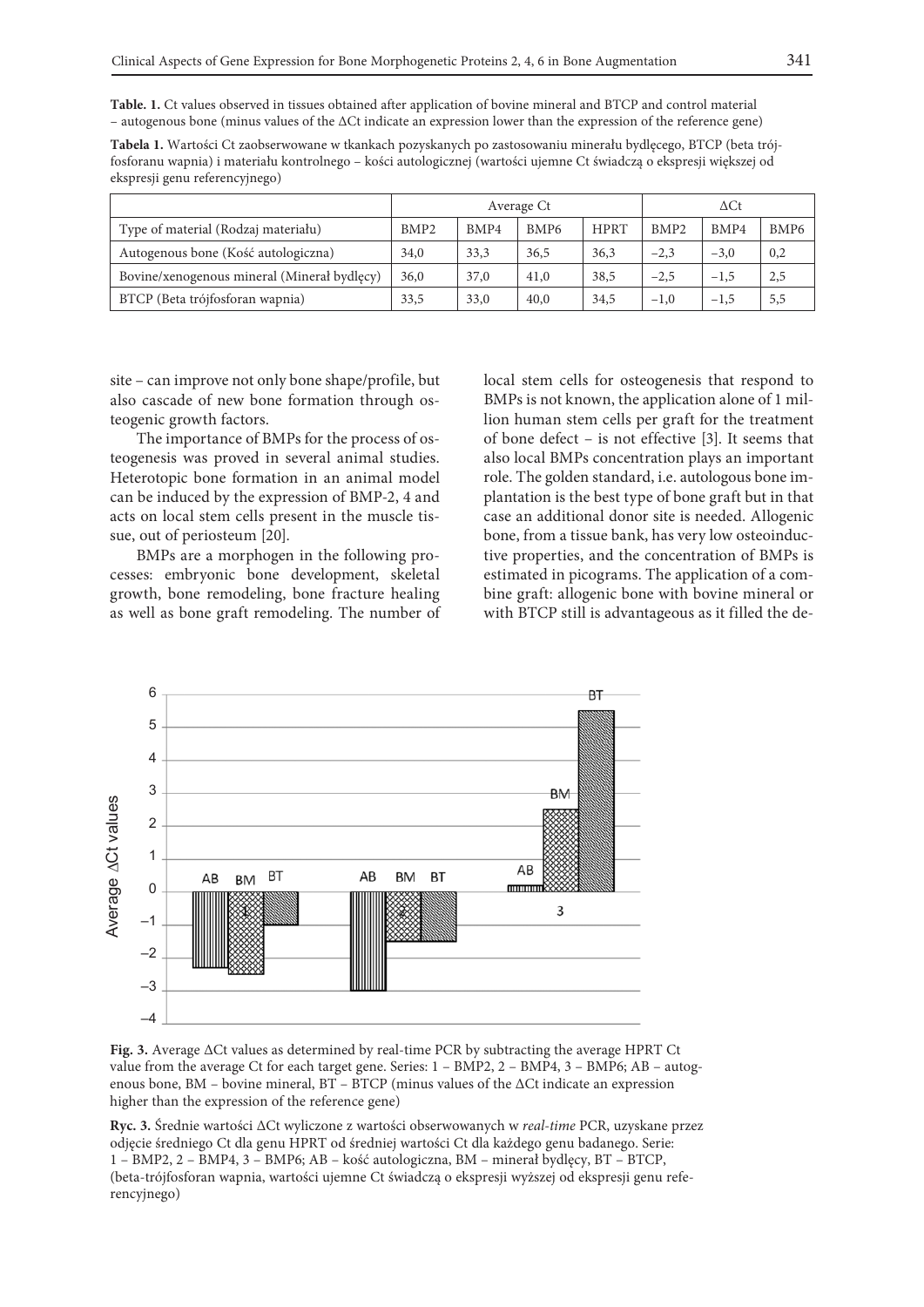**Table. 1.** Ct values observed in tissues obtained after application of bovine mineral and BTCP and control material – autogenous bone (minus values of the ΔCt indicate an expression lower than the expression of the reference gene)

**Tabela 1.** Wartości Ct zaobserwowane w tkankach pozyskanych po zastosowaniu minerału bydlęcego, BTCP (beta trójfosforanu wapnia) i materiału kontrolnego – kości autologicznej (wartości ujemne Ct świadczą o ekspresji większej od ekspresji genu referencyjnego)

| | Average Ct | | | | ΔCt | | |
|---|---|---|---|---|---|---|---|
| Type of material (Rodzaj materiału) | BMP2 | BMP4 | BMP6 | HPRT | BMP2 | BMP4 | BMP6 |
| Autogenous bone (Kość autologiczna) | 34,0 | 33,3 | 36,5 | 36,3 | −2,3 | −3,0 | 0,2 |
| Bovine/xenogenous mineral (Minerał bydlęcy) | 36,0 | 37,0 | 41,0 | 38,5 | −2,5 | −1,5 | 2,5 |
| BTCP (Beta trójfosforan wapnia) | 33,5 | 33,0 | 40,0 | 34,5 | −1,0 | −1,5 | 5,5 |

site – can improve not only bone shape/profile, but also cascade of new bone formation through osteogenic growth factors.

The importance of BMPs for the process of osteogenesis was proved in several animal studies. Heterotopic bone formation in an animal model can be induced by the expression of BMP-2, 4 and acts on local stem cells present in the muscle tissue, out of periosteum [20].

BMPs are a morphogen in the following processes: embryonic bone development, skeletal growth, bone remodeling, bone fracture healing as well as bone graft remodeling. The number of local stem cells for osteogenesis that respond to BMPs is not known, the application alone of 1 million human stem cells per graft for the treatment of bone defect – is not effective [3]. It seems that also local BMPs concentration plays an important role. The golden standard, i.e. autologous bone implantation is the best type of bone graft but in that case an additional donor site is needed. Allogenic bone, from a tissue bank, has very low osteoinductive properties, and the concentration of BMPs is estimated in picograms. The application of a combine graft: allogenic bone with bovine mineral or with BTCP still is advantageous as it filled the de-

**Fig. 3.** Average ΔCt values as determined by real-time PCR by subtracting the average HPRT Ct value from the average Ct for each target gene. Series: 1 – BMP2, 2 – BMP4, 3 – BMP6; AB – autogenous bone, BM – bovine mineral, BT – BTCP (minus values of the ΔCt indicate an expression higher than the expression of the reference gene)

**Ryc. 3.** Średnie wartości ΔCt wyliczone z wartości obserwowanych w *real-time* PCR, uzyskane przez odjęcie średniego Ct dla genu HPRT od średniej wartości Ct dla każdego genu badanego. Serie: 1 – BMP2, 2 – BMP4, 3 – BMP6; AB – kość autologiczna, BM – minerał bydlęcy, BT – BTCP, (beta-trójfosforan wapnia, wartości ujemne Ct świadczą o ekspresji wyższej od ekspresji genu referencyjnego)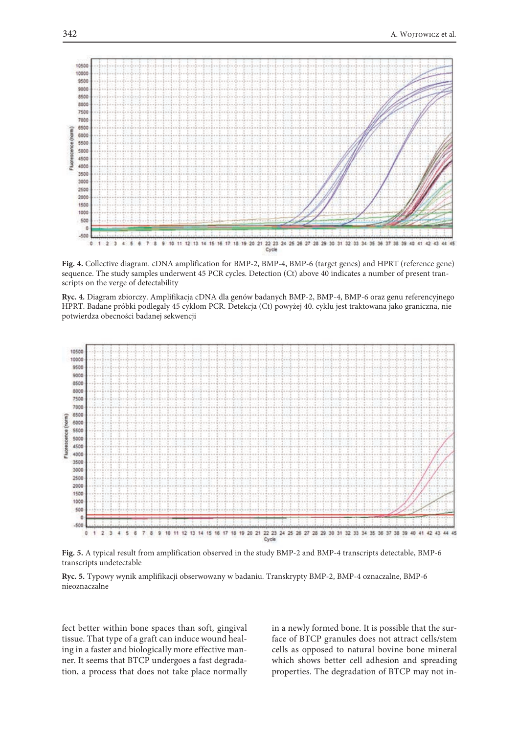**Fig. 4.** Collective diagram. cDNA amplification for BMP-2, BMP-4, BMP-6 (target genes) and HPRT (reference gene) sequence. The study samples underwent 45 PCR cycles. Detection (Ct) above 40 indicates a number of present transcripts on the verge of detectability

**Ryc. 4.** Diagram zbiorczy. Amplifikacja cDNA dla genów badanych BMP-2, BMP-4, BMP-6 oraz genu referencyjnego HPRT. Badane próbki podlegały 45 cyklom PCR. Detekcja (Ct) powyżej 40. cyklu jest traktowana jako graniczna, nie potwierdza obecności badanej sekwencji

**Fig. 5.** A typical result from amplification observed in the study BMP-2 and BMP-4 transcripts detectable, BMP-6 transcripts undetectable

**Ryc. 5.** Typowy wynik amplifikacji obserwowany w badaniu. Transkrypty BMP-2, BMP-4 oznaczalne, BMP-6 nieoznaczalne

fect better within bone spaces than soft, gingival tissue. That type of a graft can induce wound healing in a faster and biologically more effective manner. It seems that BTCP undergoes a fast degradation, a process that does not take place normally in a newly formed bone. It is possible that the surface of BTCP granules does not attract cells/stem cells as opposed to natural bovine bone mineral which shows better cell adhesion and spreading properties. The degradation of BTCP may not in-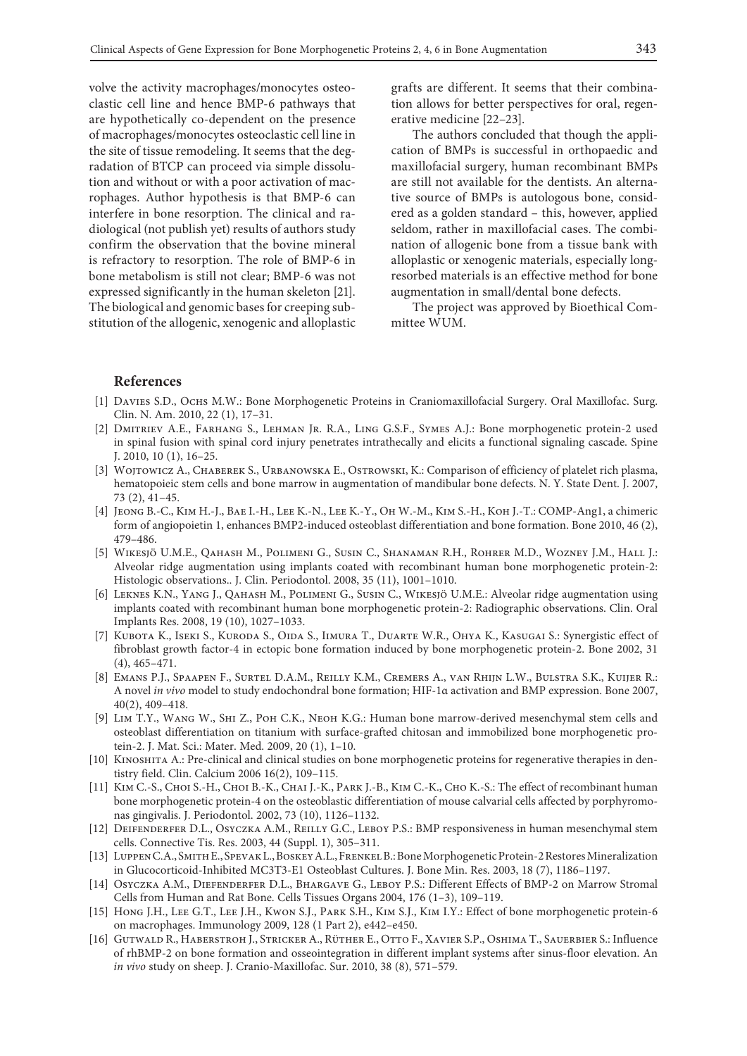volve the activity macrophages/monocytes osteoclastic cell line and hence BMP-6 pathways that are hypothetically co-dependent on the presence of macrophages/monocytes osteoclastic cell line in the site of tissue remodeling. It seems that the degradation of BTCP can proceed via simple dissolution and without or with a poor activation of macrophages. Author hypothesis is that BMP-6 can interfere in bone resorption. The clinical and radiological (not publish yet) results of authors study confirm the observation that the bovine mineral is refractory to resorption. The role of BMP-6 in bone metabolism is still not clear; BMP-6 was not expressed significantly in the human skeleton [21]. The biological and genomic bases for creeping substitution of the allogenic, xenogenic and alloplastic grafts are different. It seems that their combination allows for better perspectives for oral, regenerative medicine [22–23].

The authors concluded that though the application of BMPs is successful in orthopaedic and maxillofacial surgery, human recombinant BMPs are still not available for the dentists. An alternative source of BMPs is autologous bone, considered as a golden standard – this, however, applied seldom, rather in maxillofacial cases. The combination of allogenic bone from a tissue bank with alloplastic or xenogenic materials, especially long-resorbed materials is an effective method for bone augmentation in small/dental bone defects.

The project was approved by Bioethical Committee WUM.

## References

[1] Davies S.D., Ochs M.W.: Bone Morphogenetic Proteins in Craniomaxillofacial Surgery. Oral Maxillofac. Surg. Clin. N. Am. 2010, 22 (1), 17–31.

[2] Dmitriev A.E., Farhang S., Lehman Jr. R.A., Ling G.S.F., Symes A.J.: Bone morphogenetic protein-2 used in spinal fusion with spinal cord injury penetrates intrathecally and elicits a functional signaling cascade. Spine J. 2010, 10 (1), 16–25.

[3] Wojtowicz A., Chaberek S., Urbanowska E., Ostrowski, K.: Comparison of efficiency of platelet rich plasma, hematopoieic stem cells and bone marrow in augmentation of mandibular bone defects. N. Y. State Dent. J. 2007, 73 (2), 41–45.

[4] Jeong B.-C., Kim H.-J., Bae I.-H., Lee K.-N., Lee K.-Y., Oh W.-M., Kim S.-H., Koh J.-T.: COMP-Ang1, a chimeric form of angiopoietin 1, enhances BMP2-induced osteoblast differentiation and bone formation. Bone 2010, 46 (2), 479–486.

[5] Wikesjö U.M.E., Qahash M., Polimeni G., Susin C., Shanaman R.H., Rohrer M.D., Wozney J.M., Hall J.: Alveolar ridge augmentation using implants coated with recombinant human bone morphogenetic protein-2: Histologic observations.. J. Clin. Periodontol. 2008, 35 (11), 1001–1010.

[6] Leknes K.N., Yang J., Qahash M., Polimeni G., Susin C., Wikesjö U.M.E.: Alveolar ridge augmentation using implants coated with recombinant human bone morphogenetic protein-2: Radiographic observations. Clin. Oral Implants Res. 2008, 19 (10), 1027–1033.

[7] Kubota K., Iseki S., Kuroda S., Oida S., Iimura T., Duarte W.R., Ohya K., Kasugai S.: Synergistic effect of fibroblast growth factor-4 in ectopic bone formation induced by bone morphogenetic protein-2. Bone 2002, 31 (4), 465–471.

[8] Emans P.J., Spaapen F., Surtel D.A.M., Reilly K.M., Cremers A., van Rhijn L.W., Bulstra S.K., Kuijer R.: A novel *in vivo* model to study endochondral bone formation; HIF-1α activation and BMP expression. Bone 2007, 40(2), 409–418.

[9] Lim T.Y., Wang W., Shi Z., Poh C.K., Neoh K.G.: Human bone marrow-derived mesenchymal stem cells and osteoblast differentiation on titanium with surface-grafted chitosan and immobilized bone morphogenetic protein-2. J. Mat. Sci.: Mater. Med. 2009, 20 (1), 1–10.

[10] Kinoshita A.: Pre-clinical and clinical studies on bone morphogenetic proteins for regenerative therapies in dentistry field. Clin. Calcium 2006 16(2), 109–115.

[11] Kim C.-S., Choi S.-H., Choi B.-K., Chai J.-K., Park J.-B., Kim C.-K., Cho K.-S.: The effect of recombinant human bone morphogenetic protein-4 on the osteoblastic differentiation of mouse calvarial cells affected by porphyromonas gingivalis. J. Periodontol. 2002, 73 (10), 1126–1132.

[12] Deifenderfer D.L., Osyczka A.M., Reilly G.C., Leboy P.S.: BMP responsiveness in human mesenchymal stem cells. Connective Tis. Res. 2003, 44 (Suppl. 1), 305–311.

[13] Luppen C.A., Smith E., Spevak L., Boskey A.L., Frenkel B.: Bone Morphogenetic Protein-2 Restores Mineralization in Glucocorticoid-Inhibited MC3T3-E1 Osteoblast Cultures. J. Bone Min. Res. 2003, 18 (7), 1186–1197.

[14] Osyczka A.M., Diefenderfer D.L., Bhargave G., Leboy P.S.: Different Effects of BMP-2 on Marrow Stromal Cells from Human and Rat Bone. Cells Tissues Organs 2004, 176 (1–3), 109–119.

[15] Hong J.H., Lee G.T., Lee J.H., Kwon S.J., Park S.H., Kim S.J., Kim I.Y.: Effect of bone morphogenetic protein-6 on macrophages. Immunology 2009, 128 (1 Part 2), e442–e450.

[16] Gutwald R., Haberstroh J., Stricker A., Rüther E., Otto F., Xavier S.P., Oshima T., Sauerbier S.: Influence of rhBMP-2 on bone formation and osseointegration in different implant systems after sinus-floor elevation. An *in vivo* study on sheep. J. Cranio-Maxillofac. Sur. 2010, 38 (8), 571–579.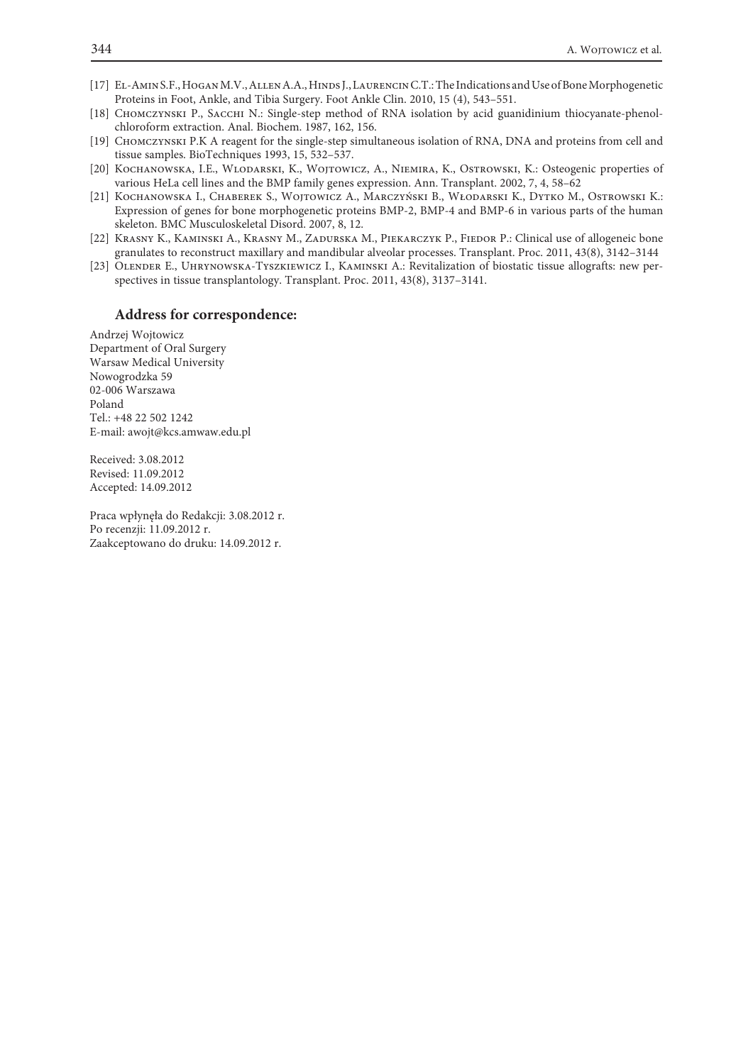[17] El-Amin S.F., Hogan M.V., Allen A.A., Hinds J., Laurencin C.T.: The Indications and Use of Bone Morphogenetic Proteins in Foot, Ankle, and Tibia Surgery. Foot Ankle Clin. 2010, 15 (4), 543–551.

[18] Chomczynski P., Sacchi N.: Single-step method of RNA isolation by acid guanidinium thiocyanate-phenol-chloroform extraction. Anal. Biochem. 1987, 162, 156.

[19] Chomczynski P.K A reagent for the single-step simultaneous isolation of RNA, DNA and proteins from cell and tissue samples. BioTechniques 1993, 15, 532–537.

[20] Kochanowska, I.E., Wlodarski, K., Wojtowicz, A., Niemira, K., Ostrowski, K.: Osteogenic properties of various HeLa cell lines and the BMP family genes expression. Ann. Transplant. 2002, 7, 4, 58–62

[21] Kochanowska I., Chaberek S., Wojtowicz A., Marczyński B., Włodarski K., Dytko M., Ostrowski K.: Expression of genes for bone morphogenetic proteins BMP-2, BMP-4 and BMP-6 in various parts of the human skeleton. BMC Musculoskeletal Disord. 2007, 8, 12.

[22] Krasny K., Kaminski A., Krasny M., Zadurska M., Piekarczyk P., Fiedor P.: Clinical use of allogeneic bone granulates to reconstruct maxillary and mandibular alveolar processes. Transplant. Proc. 2011, 43(8), 3142–3144

[23] Olender E., Uhrynowska-Tyszkiewicz I., Kaminski A.: Revitalization of biostatic tissue allografts: new perspectives in tissue transplantology. Transplant. Proc. 2011, 43(8), 3137–3141.

### Address for correspondence:

Andrzej Wojtowicz
Department of Oral Surgery
Warsaw Medical University
Nowogrodzka 59
02-006 Warszawa
Poland
Tel.: +48 22 502 1242
E-mail: awojt@kcs.amwaw.edu.pl

Received: 3.08.2012
Revised: 11.09.2012
Accepted: 14.09.2012

Praca wpłynęła do Redakcji: 3.08.2012 r.
Po recenzji: 11.09.2012 r.
Zaakceptowano do druku: 14.09.2012 r.